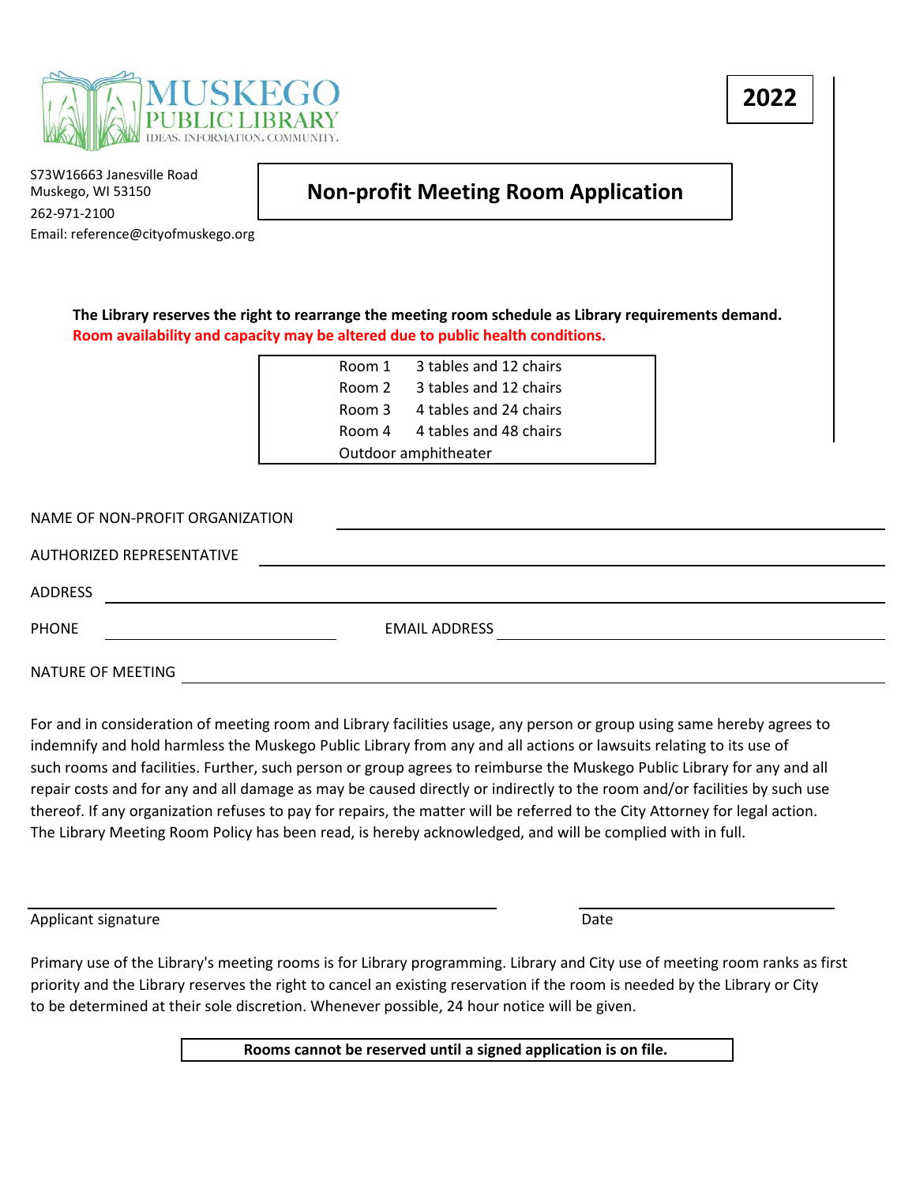MUSKEGO PUBLIC LIBRARY
IDEAS. INFORMATION. COMMUNITY.

**2022**

S73W16663 Janesville Road
Muskego, WI 53150
262-971-2100
Email: reference@cityofmuskego.org

# Non-profit Meeting Room Application

**The Library reserves the right to rearrange the meeting room schedule as Library requirements demand.**
**Room availability and capacity may be altered due to public health conditions.**

| Room | Setup |
|---|---|
| Room 1 | 3 tables and 12 chairs |
| Room 2 | 3 tables and 12 chairs |
| Room 3 | 4 tables and 24 chairs |
| Room 4 | 4 tables and 48 chairs |
| Outdoor amphitheater | |

NAME OF NON-PROFIT ORGANIZATION ______________________________

AUTHORIZED REPRESENTATIVE ______________________________

ADDRESS ______________________________

PHONE ______________ EMAIL ADDRESS ______________________________

NATURE OF MEETING ______________________________

For and in consideration of meeting room and Library facilities usage, any person or group using same hereby agrees to indemnify and hold harmless the Muskego Public Library from any and all actions or lawsuits relating to its use of such rooms and facilities. Further, such person or group agrees to reimburse the Muskego Public Library for any and all repair costs and for any and all damage as may be caused directly or indirectly to the room and/or facilities by such use thereof. If any organization refuses to pay for repairs, the matter will be referred to the City Attorney for legal action. The Library Meeting Room Policy has been read, is hereby acknowledged, and will be complied with in full.

______________________________ ______________
Applicant signature Date

Primary use of the Library's meeting rooms is for Library programming. Library and City use of meeting room ranks as first priority and the Library reserves the right to cancel an existing reservation if the room is needed by the Library or City to be determined at their sole discretion. Whenever possible, 24 hour notice will be given.

**Rooms cannot be reserved until a signed application is on file.**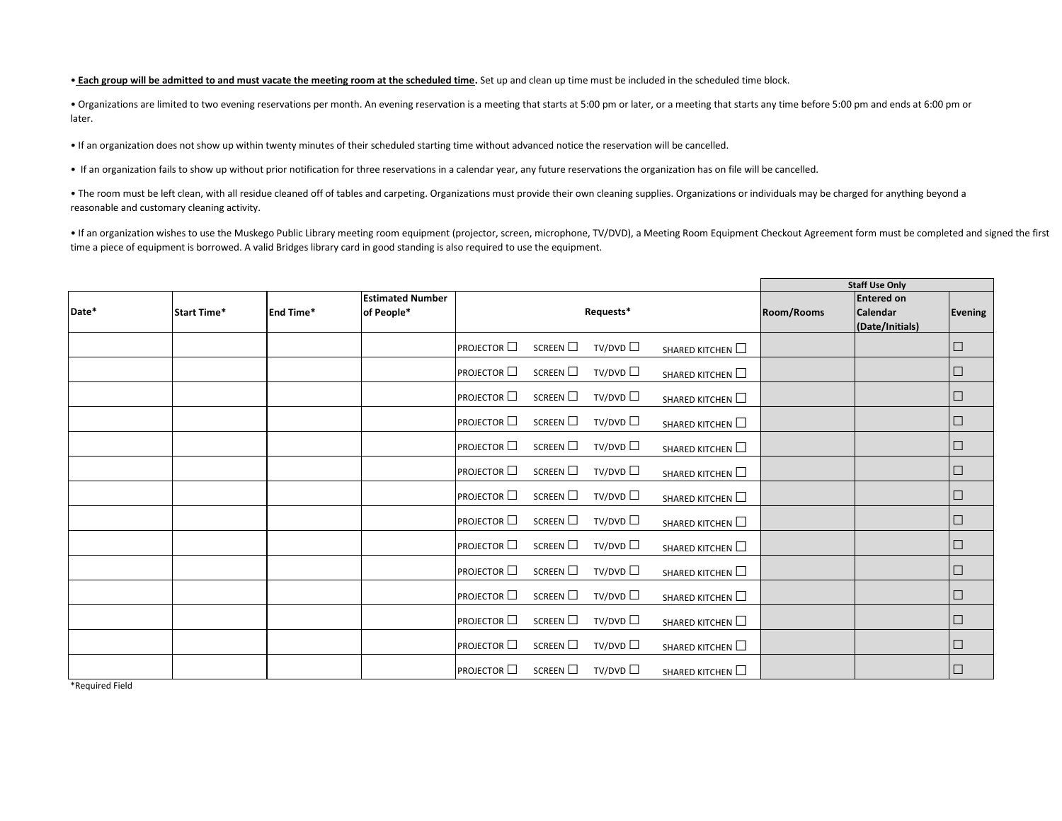• **<u>Each group will be admitted to and must vacate the meeting room at the scheduled time</u>.** Set up and clean up time must be included in the scheduled time block.

• Organizations are limited to two evening reservations per month. An evening reservation is a meeting that starts at 5:00 pm or later, or a meeting that starts any time before 5:00 pm and ends at 6:00 pm or later.

• If an organization does not show up within twenty minutes of their scheduled starting time without advanced notice the reservation will be cancelled.

• If an organization fails to show up without prior notification for three reservations in a calendar year, any future reservations the organization has on file will be cancelled.

• The room must be left clean, with all residue cleaned off of tables and carpeting. Organizations must provide their own cleaning supplies. Organizations or individuals may be charged for anything beyond a reasonable and customary cleaning activity.

• If an organization wishes to use the Muskego Public Library meeting room equipment (projector, screen, microphone, TV/DVD), a Meeting Room Equipment Checkout Agreement form must be completed and signed the first time a piece of equipment is borrowed. A valid Bridges library card in good standing is also required to use the equipment.

| | | | | | Staff Use Only | | |
|---|---|---|---|---|---|---|---|
| Date* | Start Time* | End Time* | Estimated Number of People* | Requests* | Room/Rooms | Entered on Calendar (Date/Initials) | Evening |
| | | | | PROJECTOR ☐ SCREEN ☐ TV/DVD ☐ SHARED KITCHEN ☐ | | | ☐ |
| | | | | PROJECTOR ☐ SCREEN ☐ TV/DVD ☐ SHARED KITCHEN ☐ | | | ☐ |
| | | | | PROJECTOR ☐ SCREEN ☐ TV/DVD ☐ SHARED KITCHEN ☐ | | | ☐ |
| | | | | PROJECTOR ☐ SCREEN ☐ TV/DVD ☐ SHARED KITCHEN ☐ | | | ☐ |
| | | | | PROJECTOR ☐ SCREEN ☐ TV/DVD ☐ SHARED KITCHEN ☐ | | | ☐ |
| | | | | PROJECTOR ☐ SCREEN ☐ TV/DVD ☐ SHARED KITCHEN ☐ | | | ☐ |
| | | | | PROJECTOR ☐ SCREEN ☐ TV/DVD ☐ SHARED KITCHEN ☐ | | | ☐ |
| | | | | PROJECTOR ☐ SCREEN ☐ TV/DVD ☐ SHARED KITCHEN ☐ | | | ☐ |
| | | | | PROJECTOR ☐ SCREEN ☐ TV/DVD ☐ SHARED KITCHEN ☐ | | | ☐ |
| | | | | PROJECTOR ☐ SCREEN ☐ TV/DVD ☐ SHARED KITCHEN ☐ | | | ☐ |
| | | | | PROJECTOR ☐ SCREEN ☐ TV/DVD ☐ SHARED KITCHEN ☐ | | | ☐ |
| | | | | PROJECTOR ☐ SCREEN ☐ TV/DVD ☐ SHARED KITCHEN ☐ | | | ☐ |
| | | | | PROJECTOR ☐ SCREEN ☐ TV/DVD ☐ SHARED KITCHEN ☐ | | | ☐ |
| | | | | PROJECTOR ☐ SCREEN ☐ TV/DVD ☐ SHARED KITCHEN ☐ | | | ☐ |

*Required Field